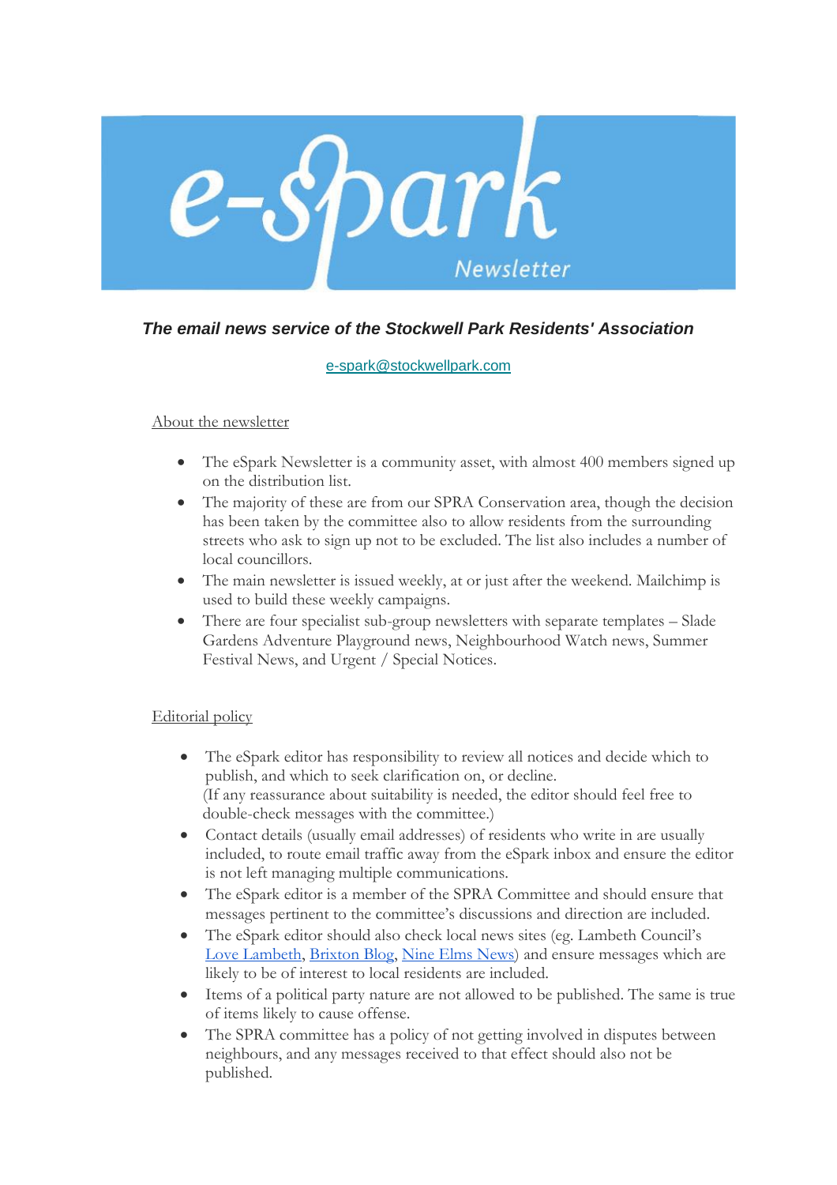# e-Spark Newsletter

***The email news service of the Stockwell Park Residents' Association***

[e-spark@stockwellpark.com](mailto:e-spark@stockwellpark.com)

## About the newsletter

- The eSpark Newsletter is a community asset, with almost 400 members signed up on the distribution list.
- The majority of these are from our SPRA Conservation area, though the decision has been taken by the committee also to allow residents from the surrounding streets who ask to sign up not to be excluded. The list also includes a number of local councillors.
- The main newsletter is issued weekly, at or just after the weekend. Mailchimp is used to build these weekly campaigns.
- There are four specialist sub-group newsletters with separate templates – Slade Gardens Adventure Playground news, Neighbourhood Watch news, Summer Festival News, and Urgent / Special Notices.

## Editorial policy

- The eSpark editor has responsibility to review all notices and decide which to publish, and which to seek clarification on, or decline.
  (If any reassurance about suitability is needed, the editor should feel free to double-check messages with the committee.)
- Contact details (usually email addresses) of residents who write in are usually included, to route email traffic away from the eSpark inbox and ensure the editor is not left managing multiple communications.
- The eSpark editor is a member of the SPRA Committee and should ensure that messages pertinent to the committee's discussions and direction are included.
- The eSpark editor should also check local news sites (eg. Lambeth Council's Love Lambeth, Brixton Blog, Nine Elms News) and ensure messages which are likely to be of interest to local residents are included.
- Items of a political party nature are not allowed to be published. The same is true of items likely to cause offense.
- The SPRA committee has a policy of not getting involved in disputes between neighbours, and any messages received to that effect should also not be published.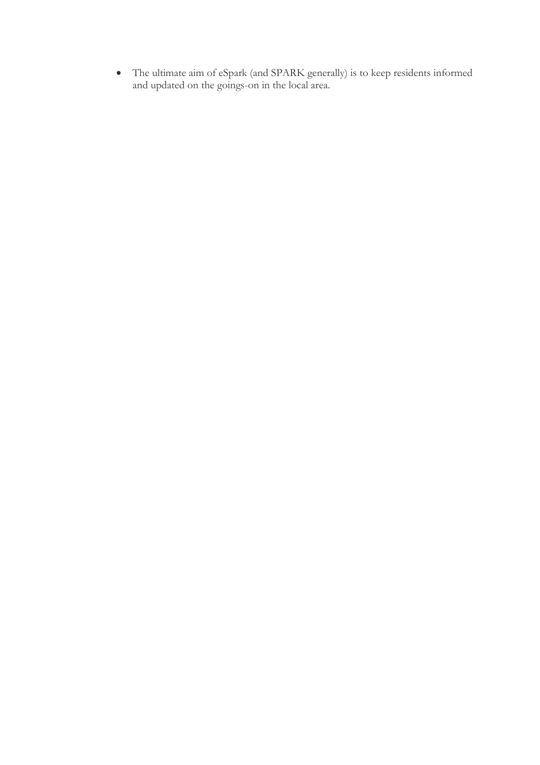- The ultimate aim of eSpark (and SPARK generally) is to keep residents informed and updated on the goings-on in the local area.